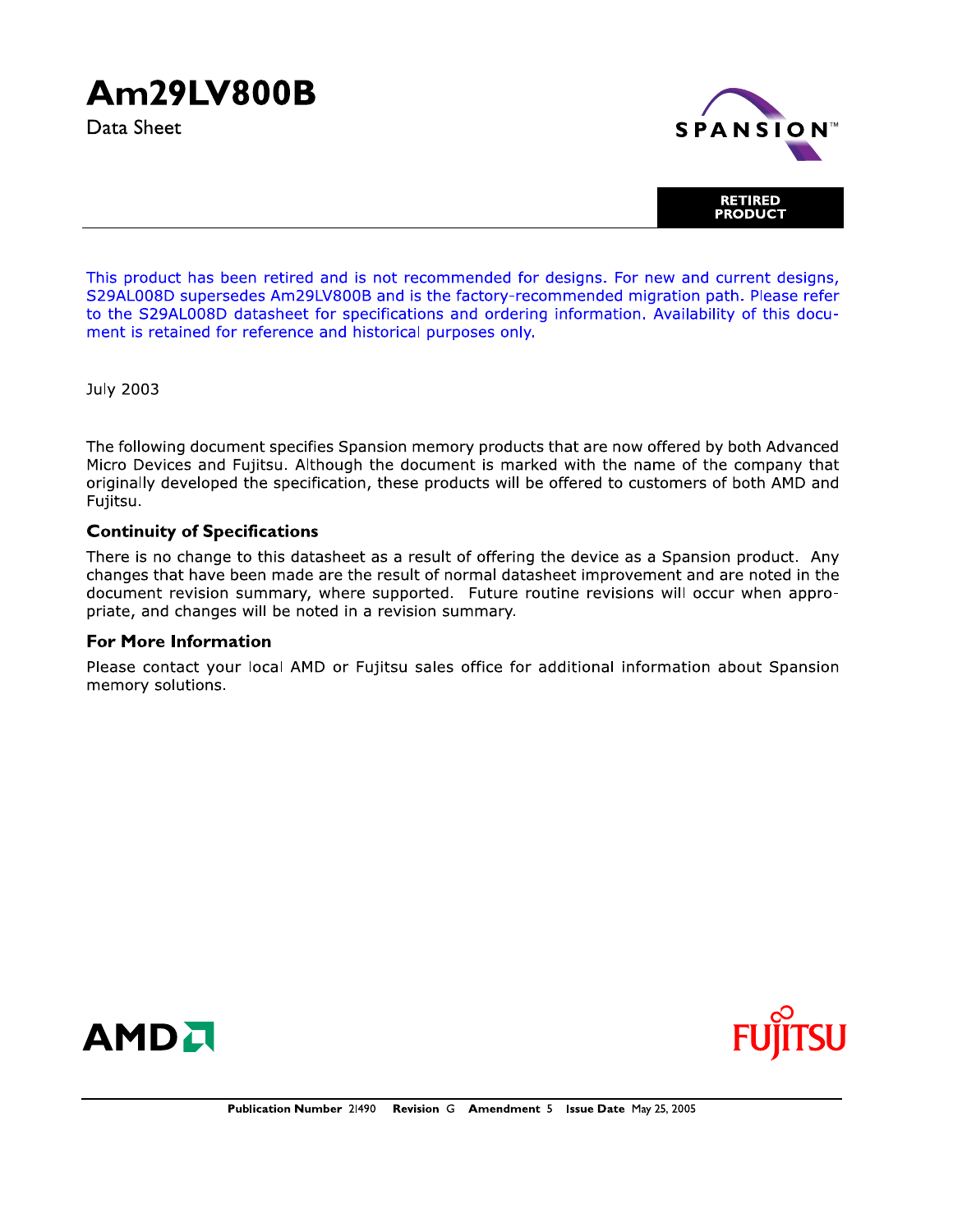# Am29LV800B

Data Sheet

**RETIRED PRODUCT**

This product has been retired and is not recommended for designs. For new and current designs, S29AL008D supersedes Am29LV800B and is the factory-recommended migration path. Please refer to the S29AL008D datasheet for specifications and ordering information. Availability of this document is retained for reference and historical purposes only.

July 2003

The following document specifies Spansion memory products that are now offered by both Advanced Micro Devices and Fujitsu. Although the document is marked with the name of the company that originally developed the specification, these products will be offered to customers of both AMD and Fujitsu.

### Continuity of Specifications

There is no change to this datasheet as a result of offering the device as a Spansion product. Any changes that have been made are the result of normal datasheet improvement and are noted in the document revision summary, where supported. Future routine revisions will occur when appropriate, and changes will be noted in a revision summary.

### For More Information

Please contact your local AMD or Fujitsu sales office for additional information about Spansion memory solutions.

**Publication Number** 21490 **Revision** G **Amendment** 5 **Issue Date** May 25, 2005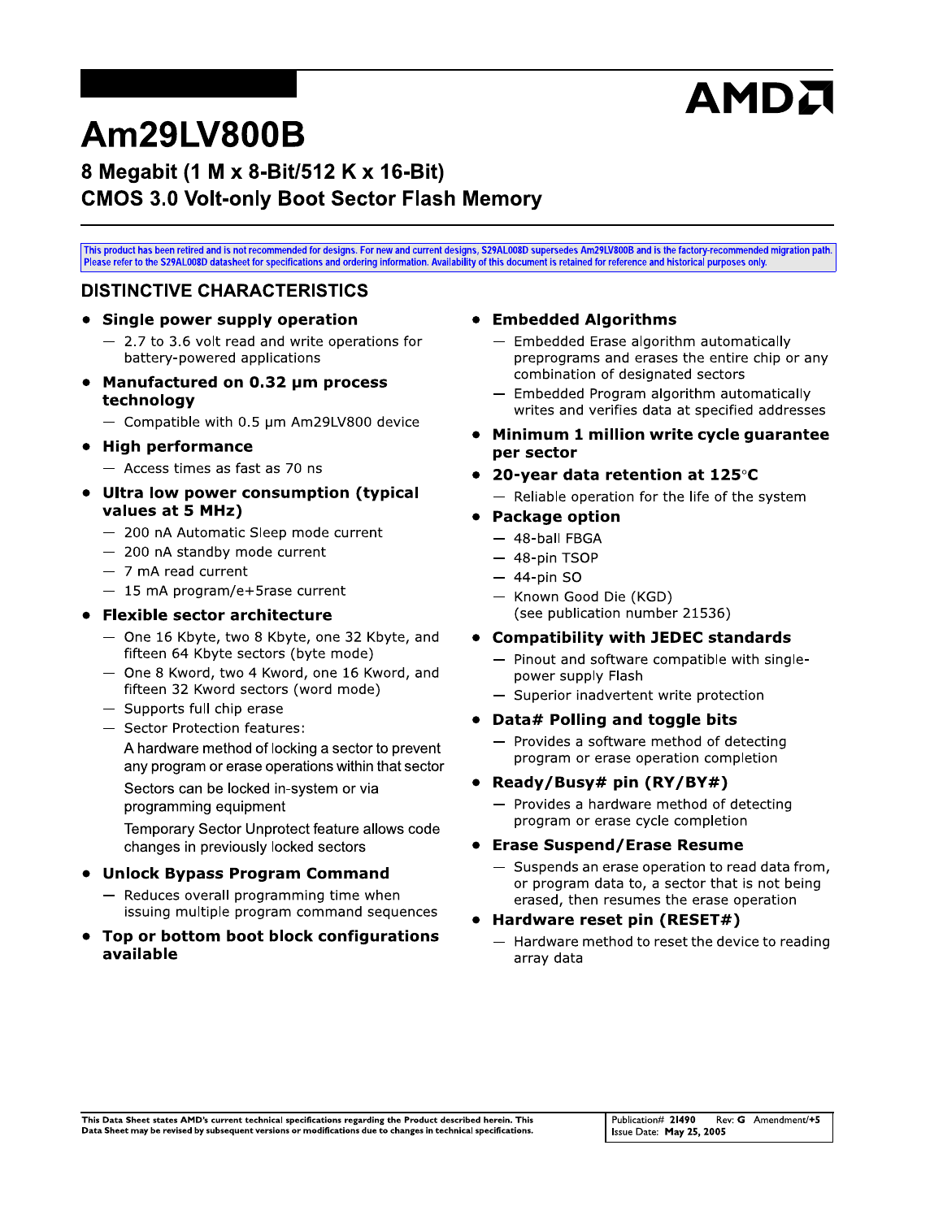# Am29LV800B

## 8 Megabit (1 M x 8-Bit/512 K x 16-Bit) CMOS 3.0 Volt-only Boot Sector Flash Memory

This product has been retired and is not recommended for designs. For new and current designs, S29AL008D supersedes Am29LV800B and is the factory-recommended migration path. Please refer to the S29AL008D datasheet for specifications and ordering information. Availability of this document is retained for reference and historical purposes only.

## DISTINCTIVE CHARACTERISTICS

- **Single power supply operation**
  - 2.7 to 3.6 volt read and write operations for battery-powered applications
- **Manufactured on 0.32 µm process technology**
  - Compatible with 0.5 µm Am29LV800 device
- **High performance**
  - Access times as fast as 70 ns
- **Ultra low power consumption (typical values at 5 MHz)**
  - 200 nA Automatic Sleep mode current
  - 200 nA standby mode current
  - 7 mA read current
  - 15 mA program/e+5rase current
- **Flexible sector architecture**
  - One 16 Kbyte, two 8 Kbyte, one 32 Kbyte, and fifteen 64 Kbyte sectors (byte mode)
  - One 8 Kword, two 4 Kword, one 16 Kword, and fifteen 32 Kword sectors (word mode)
  - Supports full chip erase
  - Sector Protection features:

    A hardware method of locking a sector to prevent any program or erase operations within that sector

    Sectors can be locked in-system or via programming equipment

    Temporary Sector Unprotect feature allows code changes in previously locked sectors
- **Unlock Bypass Program Command**
  - Reduces overall programming time when issuing multiple program command sequences
- **Top or bottom boot block configurations available**
- **Embedded Algorithms**
  - Embedded Erase algorithm automatically preprograms and erases the entire chip or any combination of designated sectors
  - Embedded Program algorithm automatically writes and verifies data at specified addresses
- **Minimum 1 million write cycle guarantee per sector**
- **20-year data retention at 125°C**
  - Reliable operation for the life of the system
- **Package option**
  - 48-ball FBGA
  - 48-pin TSOP
  - 44-pin SO
  - Known Good Die (KGD) (see publication number 21536)
- **Compatibility with JEDEC standards**
  - Pinout and software compatible with single-power supply Flash
  - Superior inadvertent write protection
- **Data# Polling and toggle bits**
  - Provides a software method of detecting program or erase operation completion
- **Ready/Busy# pin (RY/BY#)**
  - Provides a hardware method of detecting program or erase cycle completion
- **Erase Suspend/Erase Resume**
  - Suspends an erase operation to read data from, or program data to, a sector that is not being erased, then resumes the erase operation
- **Hardware reset pin (RESET#)**
  - Hardware method to reset the device to reading array data

This Data Sheet states AMD's current technical specifications regarding the Product described herein. This Data Sheet may be revised by subsequent versions or modifications due to changes in technical specifications.

Publication# 21490 Rev: G Amendment/+5
Issue Date: May 25, 2005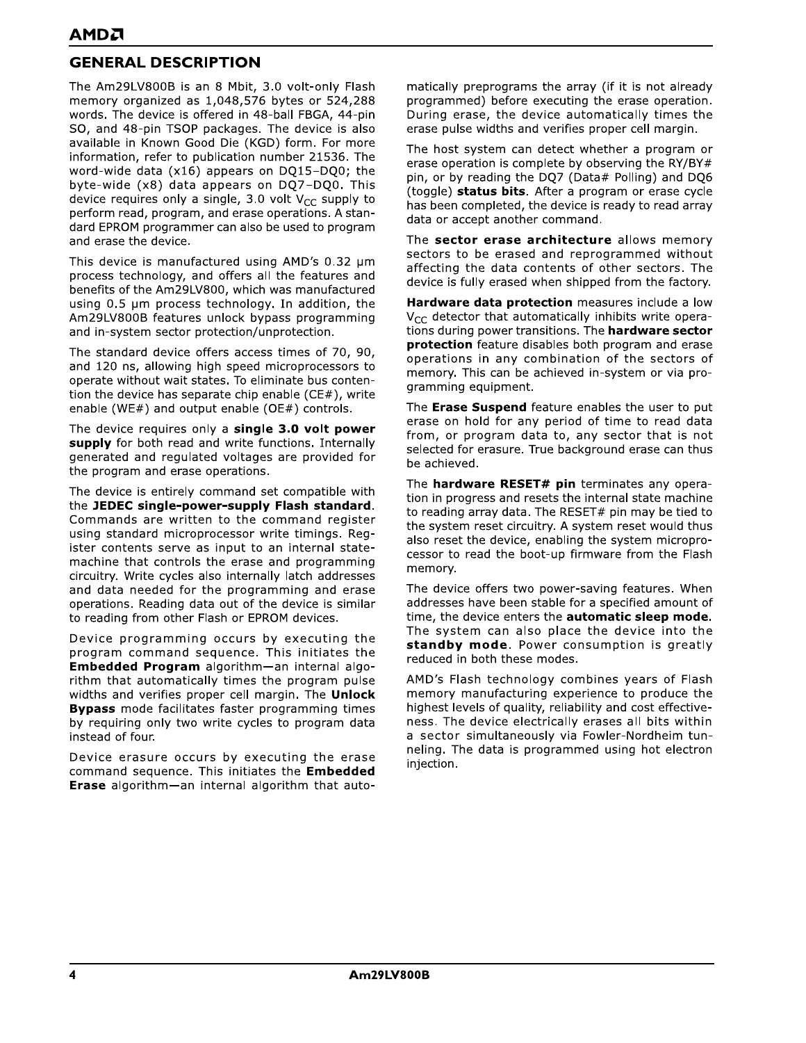## GENERAL DESCRIPTION

The Am29LV800B is an 8 Mbit, 3.0 volt-only Flash memory organized as 1,048,576 bytes or 524,288 words. The device is offered in 48-ball FBGA, 44-pin SO, and 48-pin TSOP packages. The device is also available in Known Good Die (KGD) form. For more information, refer to publication number 21536. The word-wide data (x16) appears on DQ15–DQ0; the byte-wide (x8) data appears on DQ7–DQ0. This device requires only a single, 3.0 volt $V_{CC}$ supply to perform read, program, and erase operations. A standard EPROM programmer can also be used to program and erase the device.

This device is manufactured using AMD's 0.32 µm process technology, and offers all the features and benefits of the Am29LV800, which was manufactured using 0.5 µm process technology. In addition, the Am29LV800B features unlock bypass programming and in-system sector protection/unprotection.

The standard device offers access times of 70, 90, and 120 ns, allowing high speed microprocessors to operate without wait states. To eliminate bus contention the device has separate chip enable (CE#), write enable (WE#) and output enable (OE#) controls.

The device requires only a **single 3.0 volt power supply** for both read and write functions. Internally generated and regulated voltages are provided for the program and erase operations.

The device is entirely command set compatible with the **JEDEC single-power-supply Flash standard**. Commands are written to the command register using standard microprocessor write timings. Register contents serve as input to an internal state-machine that controls the erase and programming circuitry. Write cycles also internally latch addresses and data needed for the programming and erase operations. Reading data out of the device is similar to reading from other Flash or EPROM devices.

Device programming occurs by executing the program command sequence. This initiates the **Embedded Program** algorithm—an internal algorithm that automatically times the program pulse widths and verifies proper cell margin. The **Unlock Bypass** mode facilitates faster programming times by requiring only two write cycles to program data instead of four.

Device erasure occurs by executing the erase command sequence. This initiates the **Embedded Erase** algorithm—an internal algorithm that automatically preprograms the array (if it is not already programmed) before executing the erase operation. During erase, the device automatically times the erase pulse widths and verifies proper cell margin.

The host system can detect whether a program or erase operation is complete by observing the RY/BY# pin, or by reading the DQ7 (Data# Polling) and DQ6 (toggle) **status bits**. After a program or erase cycle has been completed, the device is ready to read array data or accept another command.

The **sector erase architecture** allows memory sectors to be erased and reprogrammed without affecting the data contents of other sectors. The device is fully erased when shipped from the factory.

**Hardware data protection** measures include a low $V_{CC}$ detector that automatically inhibits write operations during power transitions. The **hardware sector protection** feature disables both program and erase operations in any combination of the sectors of memory. This can be achieved in-system or via programming equipment.

The **Erase Suspend** feature enables the user to put erase on hold for any period of time to read data from, or program data to, any sector that is not selected for erasure. True background erase can thus be achieved.

The **hardware RESET# pin** terminates any operation in progress and resets the internal state machine to reading array data. The RESET# pin may be tied to the system reset circuitry. A system reset would thus also reset the device, enabling the system microprocessor to read the boot-up firmware from the Flash memory.

The device offers two power-saving features. When addresses have been stable for a specified amount of time, the device enters the **automatic sleep mode**. The system can also place the device into the **standby mode**. Power consumption is greatly reduced in both these modes.

AMD's Flash technology combines years of Flash memory manufacturing experience to produce the highest levels of quality, reliability and cost effectiveness. The device electrically erases all bits within a sector simultaneously via Fowler-Nordheim tunneling. The data is programmed using hot electron injection.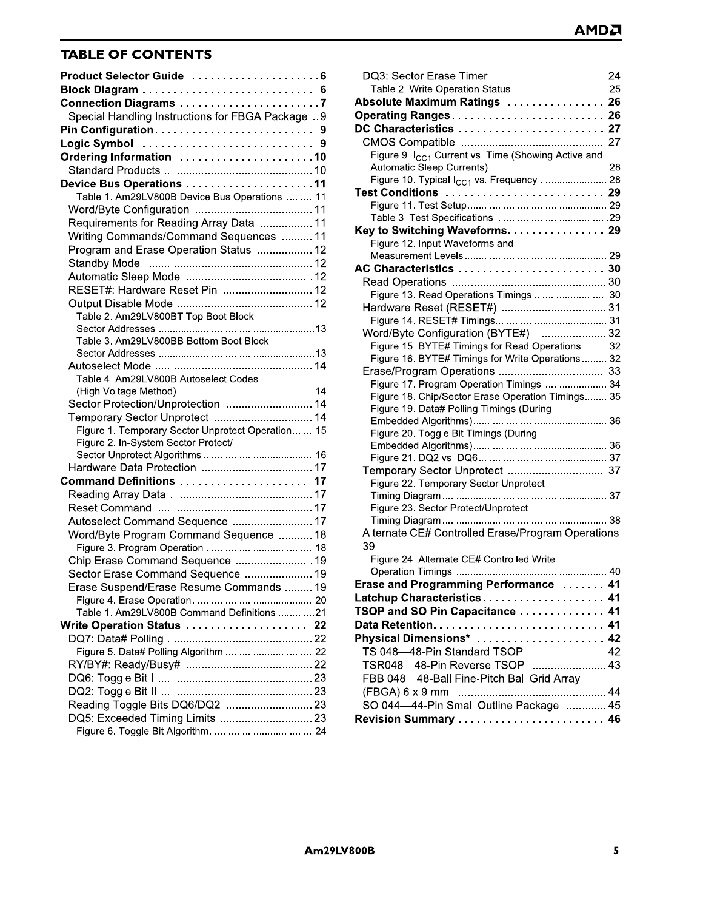## TABLE OF CONTENTS

**Product Selector Guide** . . . . . . . . . . . . . . . . . . . . 6
**Block Diagram** . . . . . . . . . . . . . . . . . . . . . . . . . . . 6
**Connection Diagrams** . . . . . . . . . . . . . . . . . . . . . . 7
- Special Handling Instructions for FBGA Package .. 9

**Pin Configuration** . . . . . . . . . . . . . . . . . . . . . . . . . 9
**Logic Symbol** . . . . . . . . . . . . . . . . . . . . . . . . . . . 9
**Ordering Information** . . . . . . . . . . . . . . . . . . . . . 10
- Standard Products ........................................ 10

**Device Bus Operations** . . . . . . . . . . . . . . . . . . . . 11
- Table 1. Am29LV800B Device Bus Operations .......... 11
- Word/Byte Configuration ........................................ 11
- Requirements for Reading Array Data ................. 11
- Writing Commands/Command Sequences .......... 11
- Program and Erase Operation Status .................. 12
- Standby Mode ........................................ 12
- Automatic Sleep Mode ........................................ 12
- RESET#: Hardware Reset Pin ............................ 12
- Output Disable Mode ........................................ 12
- Table 2. Am29LV800BT Top Boot Block Sector Addresses ........................................ 13
- Table 3. Am29LV800BB Bottom Boot Block Sector Addresses ........................................ 13
- Autoselect Mode ........................................ 14
- Table 4. Am29LV800B Autoselect Codes (High Voltage Method) ........................................ 14
- Sector Protection/Unprotection ............................ 14
- Temporary Sector Unprotect ................................ 14
- Figure 1. Temporary Sector Unprotect Operation....... 15
- Figure 2. In-System Sector Protect/ Sector Unprotect Algorithms ........................................ 16
- Hardware Data Protection ................................... 17

**Command Definitions** . . . . . . . . . . . . . . . . . . . . . 17
- Reading Array Data ........................................ 17
- Reset Command ........................................ 17
- Autoselect Command Sequence ........................... 17
- Word/Byte Program Command Sequence ........... 18
- Figure 3. Program Operation ........................................ 18
- Chip Erase Command Sequence .......................... 19
- Sector Erase Command Sequence ....................... 19
- Erase Suspend/Erase Resume Commands ......... 19
- Figure 4. Erase Operation........................................ 20
- Table 1. Am29LV800B Command Definitions ............ 21

**Write Operation Status** . . . . . . . . . . . . . . . . . . . . 22
- DQ7: Data# Polling ........................................ 22
- Figure 5. Data# Polling Algorithm ............................. 22
- RY/BY#: Ready/Busy# ........................................ 22
- DQ6: Toggle Bit I ........................................ 23
- DQ2: Toggle Bit II ........................................ 23
- Reading Toggle Bits DQ6/DQ2 ............................ 23
- DQ5: Exceeded Timing Limits .............................. 23
- Figure 6. Toggle Bit Algorithm.................................. 24
- DQ3: Sector Erase Timer ........................................ 24
- Table 2. Write Operation Status ................................ 25

**Absolute Maximum Ratings** . . . . . . . . . . . . . . . . 26
**Operating Ranges** . . . . . . . . . . . . . . . . . . . . . . . . 26
**DC Characteristics** . . . . . . . . . . . . . . . . . . . . . . . 27
- CMOS Compatible ........................................ 27
- Figure 9. $I_{CC1}$ Current vs. Time (Showing Active and Automatic Sleep Currents) ........................................ 28
- Figure 10. Typical $I_{CC1}$ vs. Frequency ....................... 28

**Test Conditions** . . . . . . . . . . . . . . . . . . . . . . . . . 29
- Figure 11. Test Setup........................................ 29
- Table 3. Test Specifications ........................................ 29

**Key to Switching Waveforms** . . . . . . . . . . . . . . . . 29
- Figure 12. Input Waveforms and Measurement Levels........................................ 29

**AC Characteristics** . . . . . . . . . . . . . . . . . . . . . . . 30
- Read Operations ........................................ 30
- Figure 13. Read Operations Timings .......................... 30
- Hardware Reset (RESET#) .................................. 31
- Figure 14. RESET# Timings........................................ 31
- Word/Byte Configuration (BYTE#) ...................... 32
- Figure 15. BYTE# Timings for Read Operations......... 32
- Figure 16. BYTE# Timings for Write Operations......... 32
- Erase/Program Operations ................................... 33
- Figure 17. Program Operation Timings ...................... 34
- Figure 18. Chip/Sector Erase Operation Timings........ 35
- Figure 19. Data# Polling Timings (During Embedded Algorithms)........................................ 36
- Figure 20. Toggle Bit Timings (During Embedded Algorithms)........................................ 36
- Figure 21. DQ2 vs. DQ6........................................ 37
- Temporary Sector Unprotect ................................ 37
- Figure 22. Temporary Sector Unprotect Timing Diagram ........................................ 37
- Figure 23. Sector Protect/Unprotect Timing Diagram ........................................ 38
- Alternate CE# Controlled Erase/Program Operations 39
- Figure 24. Alternate CE# Controlled Write Operation Timings ........................................ 40

**Erase and Programming Performance** . . . . . . . 41
**Latchup Characteristics** . . . . . . . . . . . . . . . . . . . 41
**TSOP and SO Pin Capacitance** . . . . . . . . . . . . . . 41
**Data Retention** . . . . . . . . . . . . . . . . . . . . . . . . . . 41
**Physical Dimensions*** . . . . . . . . . . . . . . . . . . . . 42
- TS 048—48-Pin Standard TSOP ......................... 42
- TSR048—48-Pin Reverse TSOP ......................... 43
- FBB 048—48-Ball Fine-Pitch Ball Grid Array (FBGA) 6 x 9 mm ........................................ 44
- SO 044—44-Pin Small Outline Package ............. 45

**Revision Summary** . . . . . . . . . . . . . . . . . . . . . . . 46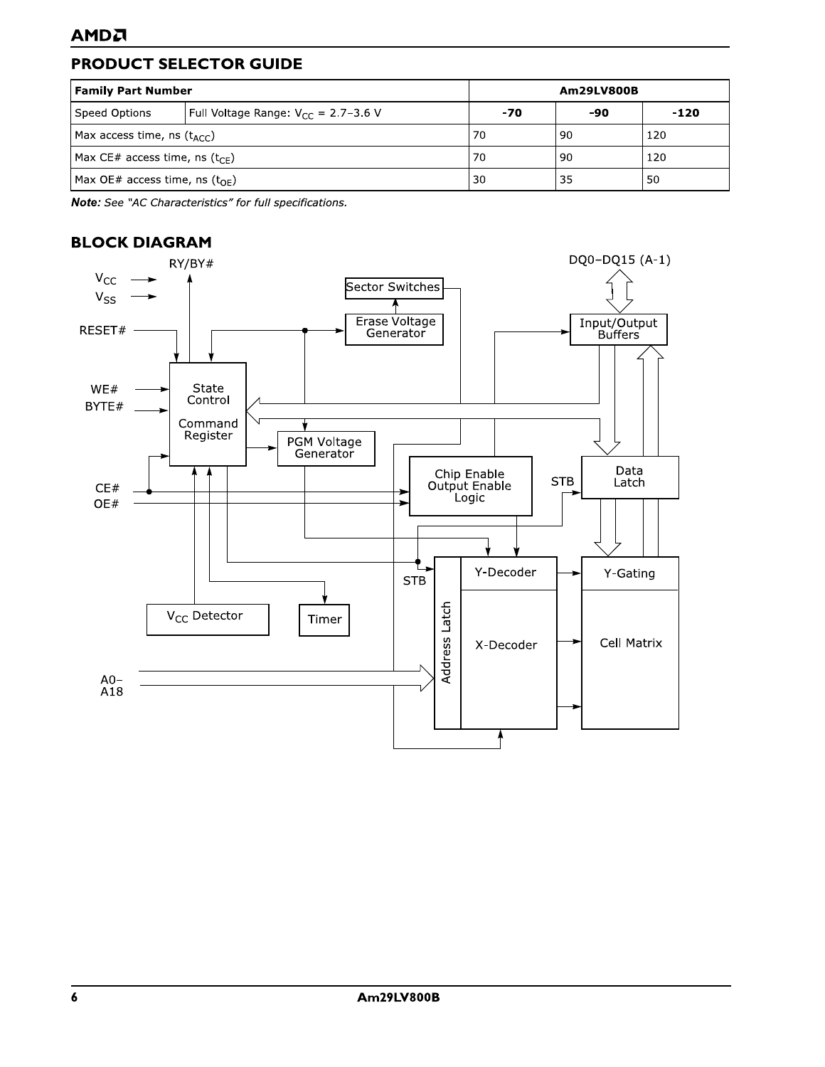## PRODUCT SELECTOR GUIDE

| Family Part Number | | Am29LV800B | | |
|---|---|---|---|---|
| Speed Options | Full Voltage Range: $V_{CC}$ = 2.7–3.6 V | **-70** | **-90** | **-120** |
| Max access time, ns ($t_{ACC}$) | | 70 | 90 | 120 |
| Max CE# access time, ns ($t_{CE}$) | | 70 | 90 | 120 |
| Max OE# access time, ns ($t_{OE}$) | | 30 | 35 | 50 |

***Note:*** *See "AC Characteristics" for full specifications.*

## BLOCK DIAGRAM

RY/BY#

$V_{CC}$

$V_{SS}$

RESET#

WE#

BYTE#

CE#

OE#

A0–A18

DQ0–DQ15 (A-1)

Sector Switches

Erase Voltage Generator

State Control

Command Register

PGM Voltage Generator

Input/Output Buffers

Chip Enable Output Enable Logic

Data Latch

STB

STB

Address Latch

Y-Decoder

X-Decoder

Y-Gating

Cell Matrix

$V_{CC}$ Detector

Timer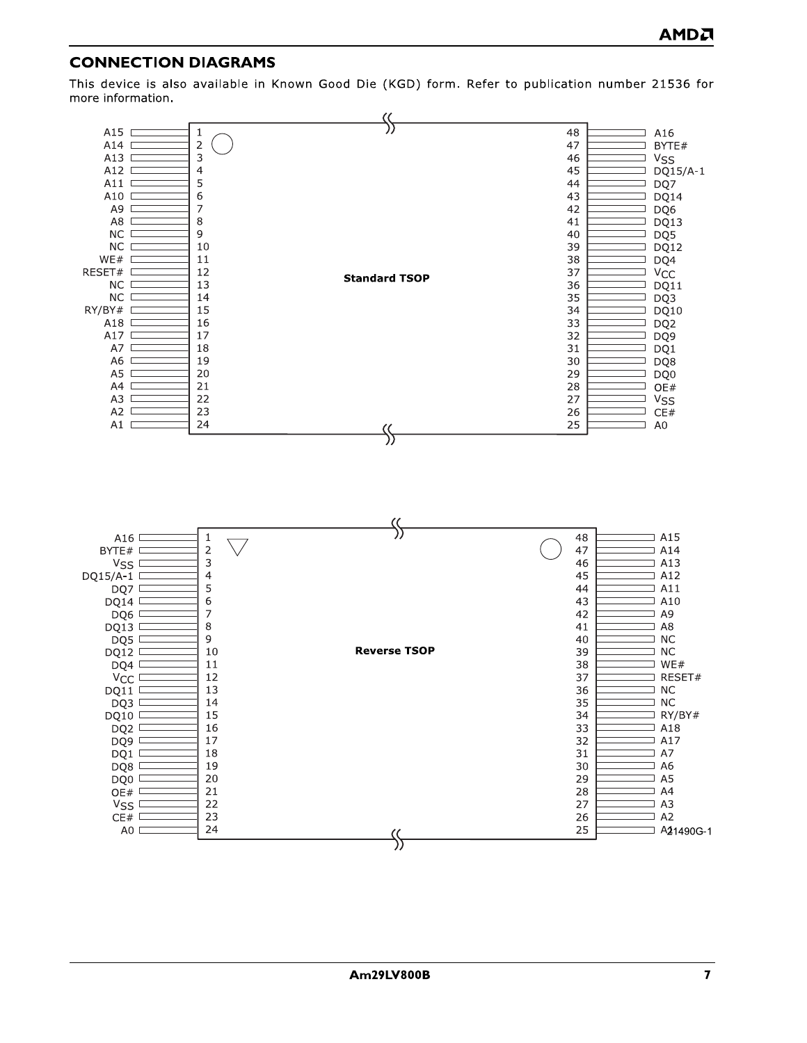## CONNECTION DIAGRAMS

This device is also available in Known Good Die (KGD) form. Refer to publication number 21536 for more information.

**Standard TSOP**

| Signal | Pin | Pin | Signal |
|---|---|---|---|
| A15 | 1 | 48 | A16 |
| A14 | 2 | 47 | BYTE# |
| A13 | 3 | 46 | $V_{SS}$ |
| A12 | 4 | 45 | DQ15/A-1 |
| A11 | 5 | 44 | DQ7 |
| A10 | 6 | 43 | DQ14 |
| A9 | 7 | 42 | DQ6 |
| A8 | 8 | 41 | DQ13 |
| NC | 9 | 40 | DQ5 |
| NC | 10 | 39 | DQ12 |
| WE# | 11 | 38 | DQ4 |
| RESET# | 12 | 37 | $V_{CC}$ |
| NC | 13 | 36 | DQ11 |
| NC | 14 | 35 | DQ3 |
| RY/BY# | 15 | 34 | DQ10 |
| A18 | 16 | 33 | DQ2 |
| A17 | 17 | 32 | DQ9 |
| A7 | 18 | 31 | DQ1 |
| A6 | 19 | 30 | DQ8 |
| A5 | 20 | 29 | DQ0 |
| A4 | 21 | 28 | OE# |
| A3 | 22 | 27 | $V_{SS}$ |
| A2 | 23 | 26 | CE# |
| A1 | 24 | 25 | A0 |

**Reverse TSOP**

| Signal | Pin | Pin | Signal |
|---|---|---|---|
| A16 | 1 | 48 | A15 |
| BYTE# | 2 | 47 | A14 |
| $V_{SS}$ | 3 | 46 | A13 |
| DQ15/A-1 | 4 | 45 | A12 |
| DQ7 | 5 | 44 | A11 |
| DQ14 | 6 | 43 | A10 |
| DQ6 | 7 | 42 | A9 |
| DQ13 | 8 | 41 | A8 |
| DQ5 | 9 | 40 | NC |
| DQ12 | 10 | 39 | NC |
| DQ4 | 11 | 38 | WE# |
| $V_{CC}$ | 12 | 37 | RESET# |
| DQ11 | 13 | 36 | NC |
| DQ3 | 14 | 35 | NC |
| DQ10 | 15 | 34 | RY/BY# |
| DQ2 | 16 | 33 | A18 |
| DQ9 | 17 | 32 | A17 |
| DQ1 | 18 | 31 | A7 |
| DQ8 | 19 | 30 | A6 |
| DQ0 | 20 | 29 | A5 |
| OE# | 21 | 28 | A4 |
| $V_{SS}$ | 22 | 27 | A3 |
| CE# | 23 | 26 | A2 |
| A0 | 24 | 25 | A1 |

21490G-1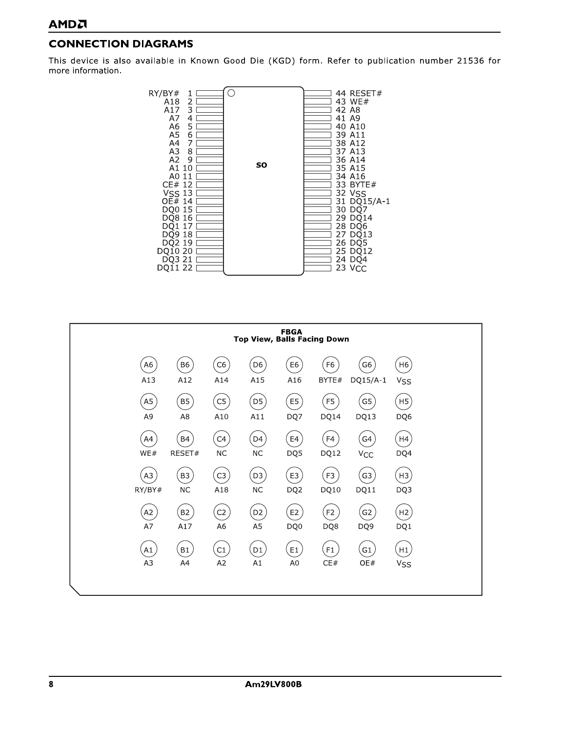## CONNECTION DIAGRAMS

This device is also available in Known Good Die (KGD) form. Refer to publication number 21536 for more information.

**SO**

| Pin | Signal | Pin | Signal |
|---|---|---|---|
| 1 | RY/BY# | 44 | RESET# |
| 2 | A18 | 43 | WE# |
| 3 | A17 | 42 | A8 |
| 4 | A7 | 41 | A9 |
| 5 | A6 | 40 | A10 |
| 6 | A5 | 39 | A11 |
| 7 | A4 | 38 | A12 |
| 8 | A3 | 37 | A13 |
| 9 | A2 | 36 | A14 |
| 10 | A1 | 35 | A15 |
| 11 | A0 | 34 | A16 |
| 12 | CE# | 33 | BYTE# |
| 13 | $V_{SS}$ | 32 | $V_{SS}$ |
| 14 | OE# | 31 | DQ15/A-1 |
| 15 | DQ0 | 30 | DQ7 |
| 16 | DQ8 | 29 | DQ14 |
| 17 | DQ1 | 28 | DQ6 |
| 18 | DQ9 | 27 | DQ13 |
| 19 | DQ2 | 26 | DQ5 |
| 20 | DQ10 | 25 | DQ12 |
| 21 | DQ3 | 24 | DQ4 |
| 22 | DQ11 | 23 | $V_{CC}$ |

**FBGA**
**Top View, Balls Facing Down**

| | A | B | C | D | E | F | G | H |
|---|---|---|---|---|---|---|---|---|
| 6 | A13 | A12 | A14 | A15 | A16 | BYTE# | DQ15/A-1 | $V_{SS}$ |
| 5 | A9 | A8 | A10 | A11 | DQ7 | DQ14 | DQ13 | DQ6 |
| 4 | WE# | RESET# | NC | NC | DQ5 | DQ12 | $V_{CC}$ | DQ4 |
| 3 | RY/BY# | NC | A18 | NC | DQ2 | DQ10 | DQ11 | DQ3 |
| 2 | A7 | A17 | A6 | A5 | DQ0 | DQ8 | DQ9 | DQ1 |
| 1 | A3 | A4 | A2 | A1 | A0 | CE# | OE# | $V_{SS}$ |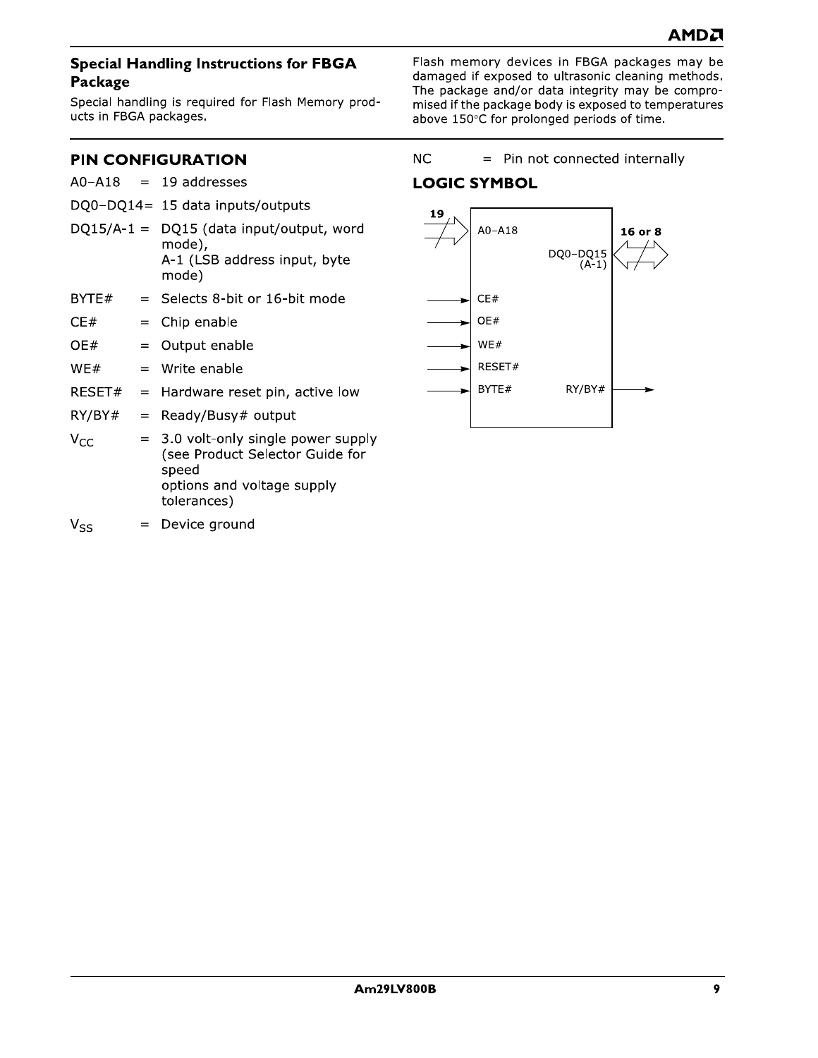### Special Handling Instructions for FBGA Package

Special handling is required for Flash Memory products in FBGA packages.

Flash memory devices in FBGA packages may be damaged if exposed to ultrasonic cleaning methods. The package and/or data integrity may be compromised if the package body is exposed to temperatures above 150°C for prolonged periods of time.

## PIN CONFIGURATION

| Pin | | Description |
|---|---|---|
| A0–A18 | = | 19 addresses |
| DQ0–DQ14 | = | 15 data inputs/outputs |
| DQ15/A-1 | = | DQ15 (data input/output, word mode), A-1 (LSB address input, byte mode) |
| BYTE# | = | Selects 8-bit or 16-bit mode |
| CE# | = | Chip enable |
| OE# | = | Output enable |
| WE# | = | Write enable |
| RESET# | = | Hardware reset pin, active low |
| RY/BY# | = | Ready/Busy# output |
| $V_{CC}$ | = | 3.0 volt-only single power supply (see Product Selector Guide for speed options and voltage supply tolerances) |
| $V_{SS}$ | = | Device ground |
| NC | = | Pin not connected internally |

## LOGIC SYMBOL

Inputs: A0–A18 (19), CE#, OE#, WE#, RESET#, BYTE#

Input/Output: DQ0–DQ15 (A-1) (16 or 8)

Output: RY/BY#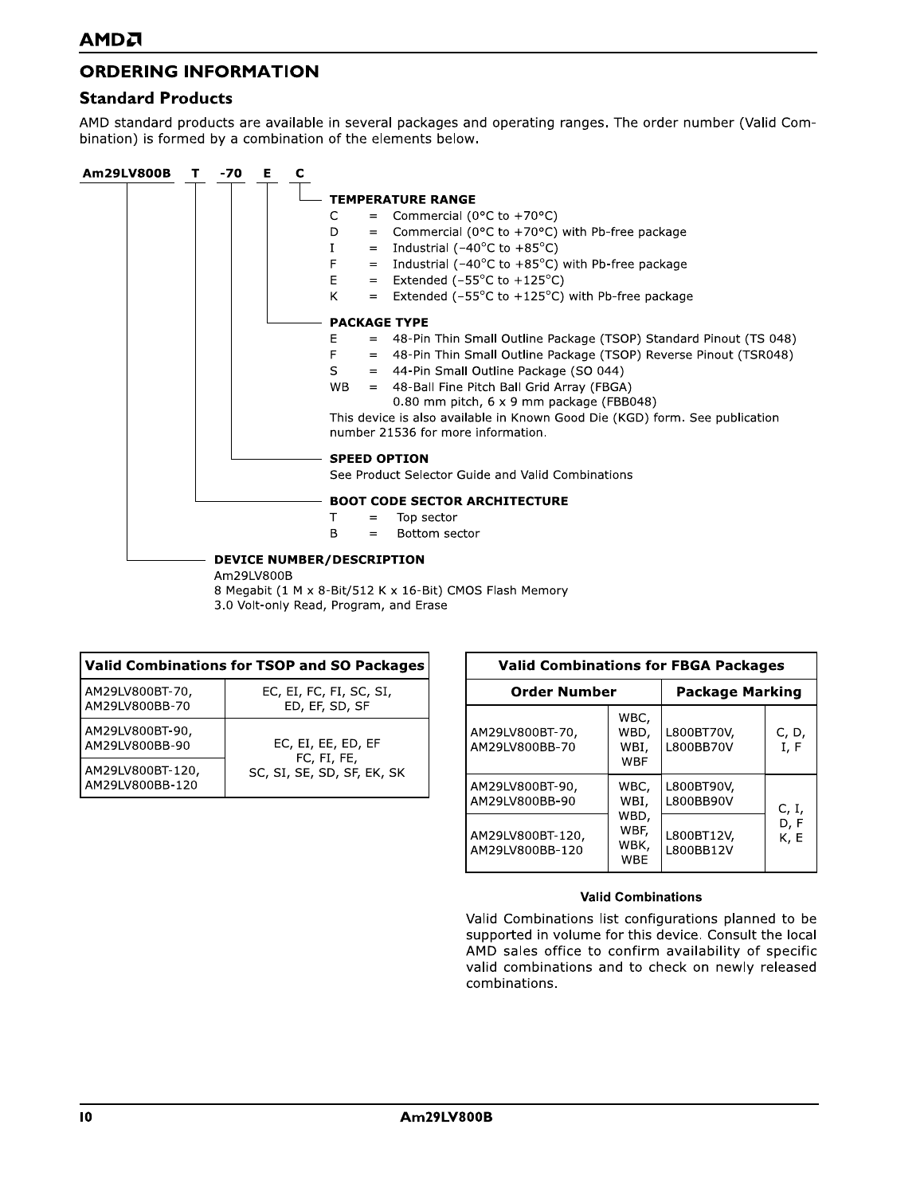## ORDERING INFORMATION

### Standard Products

AMD standard products are available in several packages and operating ranges. The order number (Valid Combination) is formed by a combination of the elements below.

**Am29LV800B T -70 E C**

**TEMPERATURE RANGE**

- C = Commercial (0°C to +70°C)
- D = Commercial (0°C to +70°C) with Pb-free package
- I = Industrial (–40°C to +85°C)
- F = Industrial (–40°C to +85°C) with Pb-free package
- E = Extended (–55°C to +125°C)
- K = Extended (–55°C to +125°C) with Pb-free package

**PACKAGE TYPE**

- E = 48-Pin Thin Small Outline Package (TSOP) Standard Pinout (TS 048)
- F = 48-Pin Thin Small Outline Package (TSOP) Reverse Pinout (TSR048)
- S = 44-Pin Small Outline Package (SO 044)
- WB = 48-Ball Fine Pitch Ball Grid Array (FBGA) 0.80 mm pitch, 6 x 9 mm package (FBB048)

This device is also available in Known Good Die (KGD) form. See publication number 21536 for more information.

**SPEED OPTION**

See Product Selector Guide and Valid Combinations

**BOOT CODE SECTOR ARCHITECTURE**

- T = Top sector
- B = Bottom sector

**DEVICE NUMBER/DESCRIPTION**

Am29LV800B
8 Megabit (1 M x 8-Bit/512 K x 16-Bit) CMOS Flash Memory
3.0 Volt-only Read, Program, and Erase

| Valid Combinations for TSOP and SO Packages | |
|---|---|
| AM29LV800BT-70, AM29LV800BB-70 | EC, EI, FC, FI, SC, SI, ED, EF, SD, SF |
| AM29LV800BT-90, AM29LV800BB-90 | EC, EI, EE, ED, EF FC, FI, FE, SC, SI, SE, SD, SF, EK, SK |
| AM29LV800BT-120, AM29LV800BB-120 | |

| Valid Combinations for FBGA Packages | | | |
|---|---|---|---|
| **Order Number** | | **Package Marking** | |
| AM29LV800BT-70, AM29LV800BB-70 | WBC, WBD, WBI, WBF | L800BT70V, L800BB70V | C, D, I, F |
| AM29LV800BT-90, AM29LV800BB-90 | WBC, WBI, WBD, WBF, WBK, WBE | L800BT90V, L800BB90V | C, I, D, F K, E |
| AM29LV800BT-120, AM29LV800BB-120 | | L800BT12V, L800BB12V | |

**Valid Combinations**

Valid Combinations list configurations planned to be supported in volume for this device. Consult the local AMD sales office to confirm availability of specific valid combinations and to check on newly released combinations.